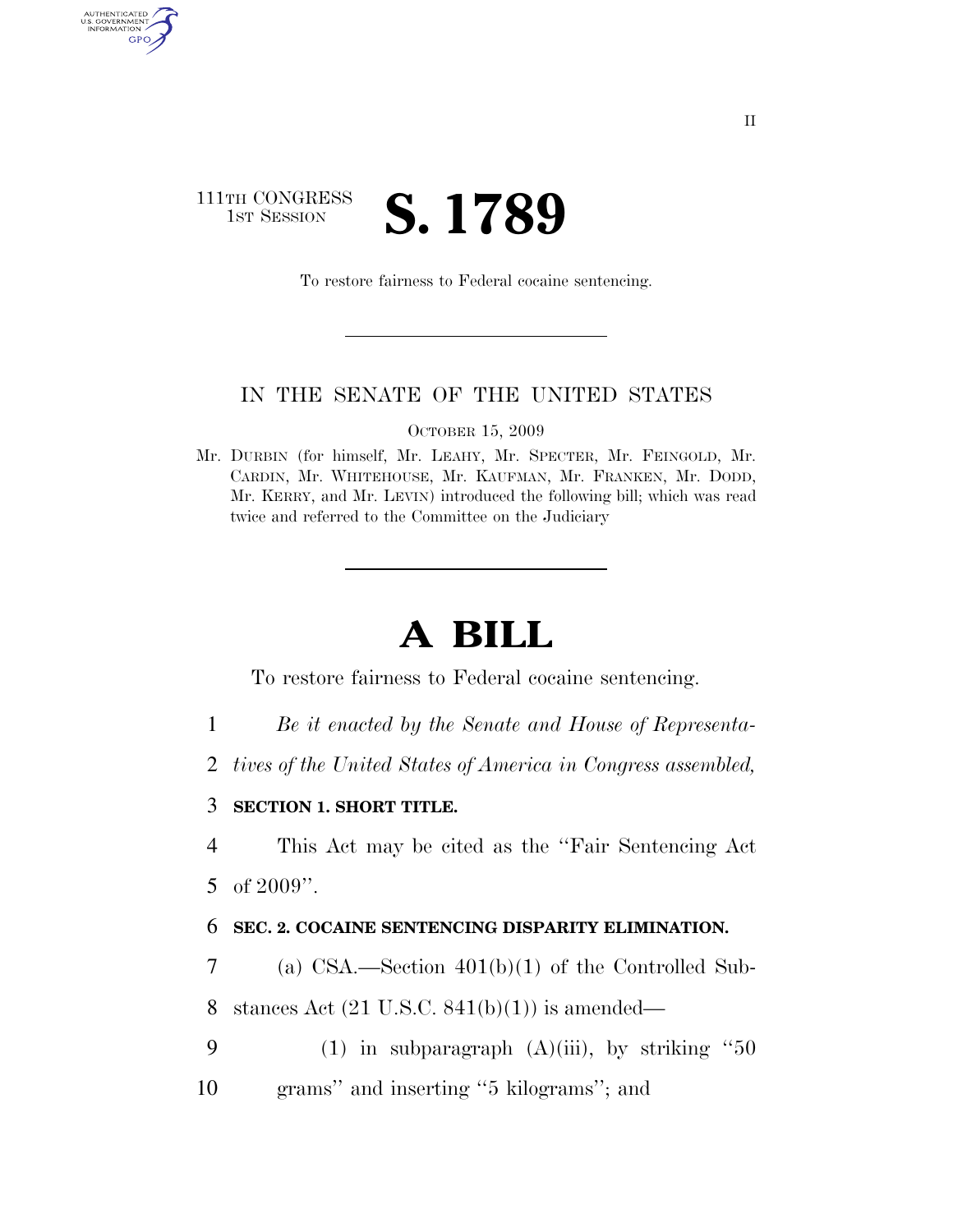111TH CONGRESS
1ST SESSION

# S. 1789

To restore fairness to Federal cocaine sentencing.

IN THE SENATE OF THE UNITED STATES

OCTOBER 15, 2009

Mr. DURBIN (for himself, Mr. LEAHY, Mr. SPECTER, Mr. FEINGOLD, Mr. CARDIN, Mr. WHITEHOUSE, Mr. KAUFMAN, Mr. FRANKEN, Mr. DODD, Mr. KERRY, and Mr. LEVIN) introduced the following bill; which was read twice and referred to the Committee on the Judiciary

# A BILL

To restore fairness to Federal cocaine sentencing.

1 *Be it enacted by the Senate and House of Representa-*
2 *tives of the United States of America in Congress assembled,*

3 **SECTION 1. SHORT TITLE.**

4 This Act may be cited as the ''Fair Sentencing Act
5 of 2009''.

6 **SEC. 2. COCAINE SENTENCING DISPARITY ELIMINATION.**

7 (a) CSA.—Section 401(b)(1) of the Controlled Sub-
8 stances Act (21 U.S.C. 841(b)(1)) is amended—

9 (1) in subparagraph (A)(iii), by striking ''50
10 grams'' and inserting ''5 kilograms''; and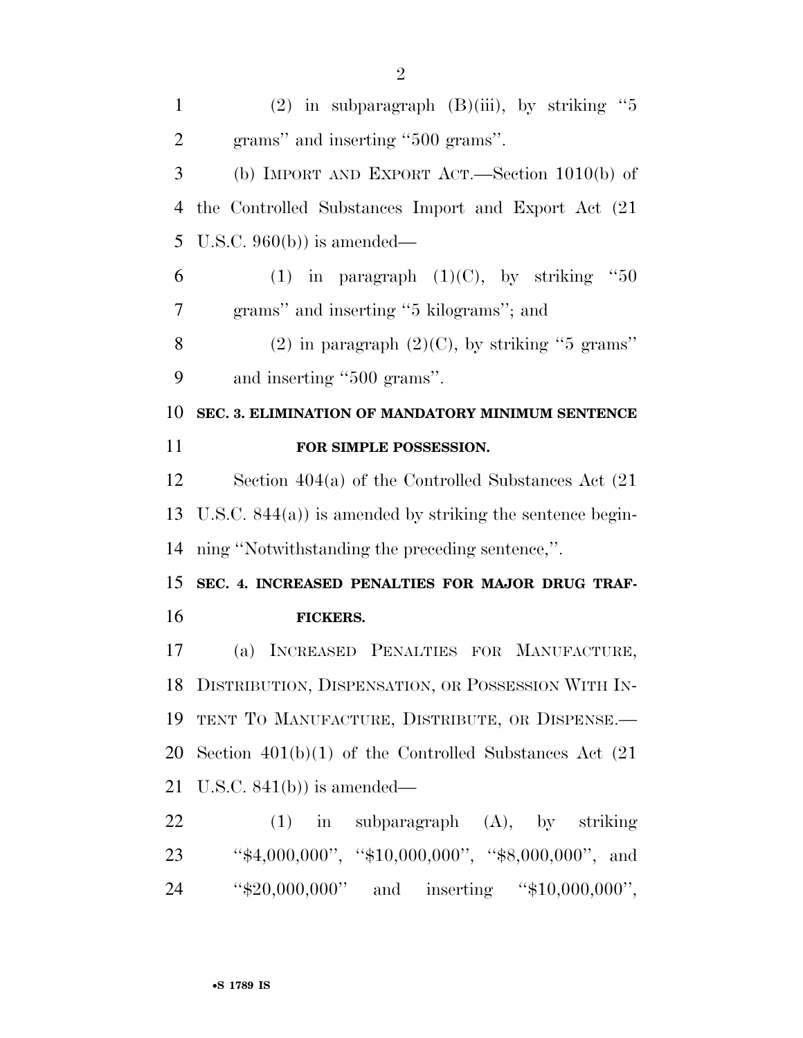(2) in subparagraph (B)(iii), by striking "5 grams" and inserting "500 grams".

(b) IMPORT AND EXPORT ACT.—Section 1010(b) of the Controlled Substances Import and Export Act (21 U.S.C. 960(b)) is amended—

(1) in paragraph (1)(C), by striking "50 grams" and inserting "5 kilograms"; and

(2) in paragraph (2)(C), by striking "5 grams" and inserting "500 grams".

**SEC. 3. ELIMINATION OF MANDATORY MINIMUM SENTENCE FOR SIMPLE POSSESSION.**

Section 404(a) of the Controlled Substances Act (21 U.S.C. 844(a)) is amended by striking the sentence beginning "Notwithstanding the preceding sentence,".

**SEC. 4. INCREASED PENALTIES FOR MAJOR DRUG TRAFFICKERS.**

(a) INCREASED PENALTIES FOR MANUFACTURE, DISTRIBUTION, DISPENSATION, OR POSSESSION WITH INTENT TO MANUFACTURE, DISTRIBUTE, OR DISPENSE.—Section 401(b)(1) of the Controlled Substances Act (21 U.S.C. 841(b)) is amended—

(1) in subparagraph (A), by striking "$4,000,000", "$10,000,000", "$8,000,000", and "$20,000,000" and inserting "$10,000,000",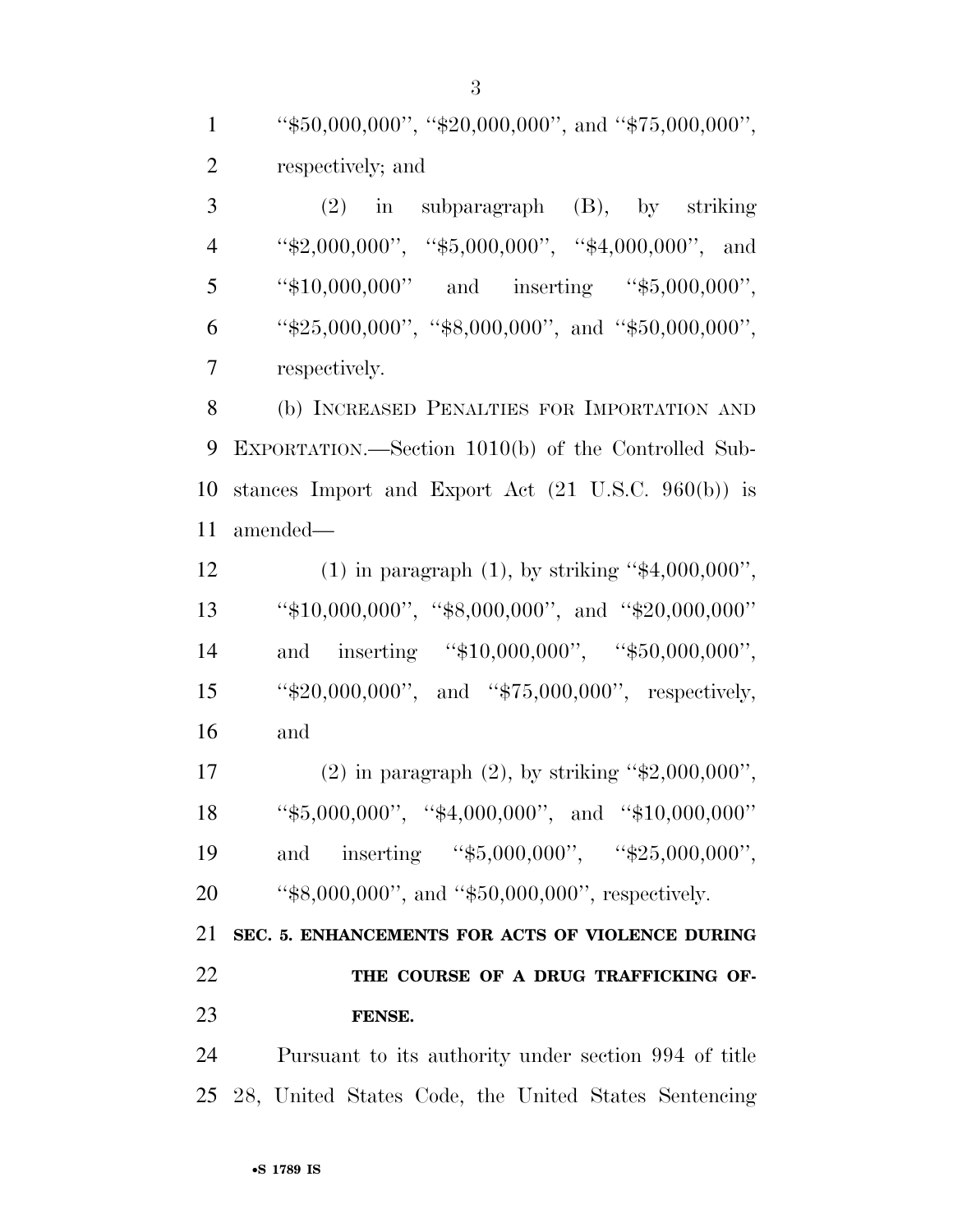"$50,000,000", "$20,000,000", and "$75,000,000", respectively; and

(2) in subparagraph (B), by striking "$2,000,000", "$5,000,000", "$4,000,000", and "$10,000,000" and inserting "$5,000,000", "$25,000,000", "$8,000,000", and "$50,000,000", respectively.

(b) INCREASED PENALTIES FOR IMPORTATION AND EXPORTATION.—Section 1010(b) of the Controlled Substances Import and Export Act (21 U.S.C. 960(b)) is amended—

(1) in paragraph (1), by striking "$4,000,000", "$10,000,000", "$8,000,000", and "$20,000,000" and inserting "$10,000,000", "$50,000,000", "$20,000,000", and "$75,000,000", respectively, and

(2) in paragraph (2), by striking "$2,000,000", "$5,000,000", "$4,000,000", and "$10,000,000" and inserting "$5,000,000", "$25,000,000", "$8,000,000", and "$50,000,000", respectively.

**SEC. 5. ENHANCEMENTS FOR ACTS OF VIOLENCE DURING THE COURSE OF A DRUG TRAFFICKING OFFENSE.**

Pursuant to its authority under section 994 of title 28, United States Code, the United States Sentencing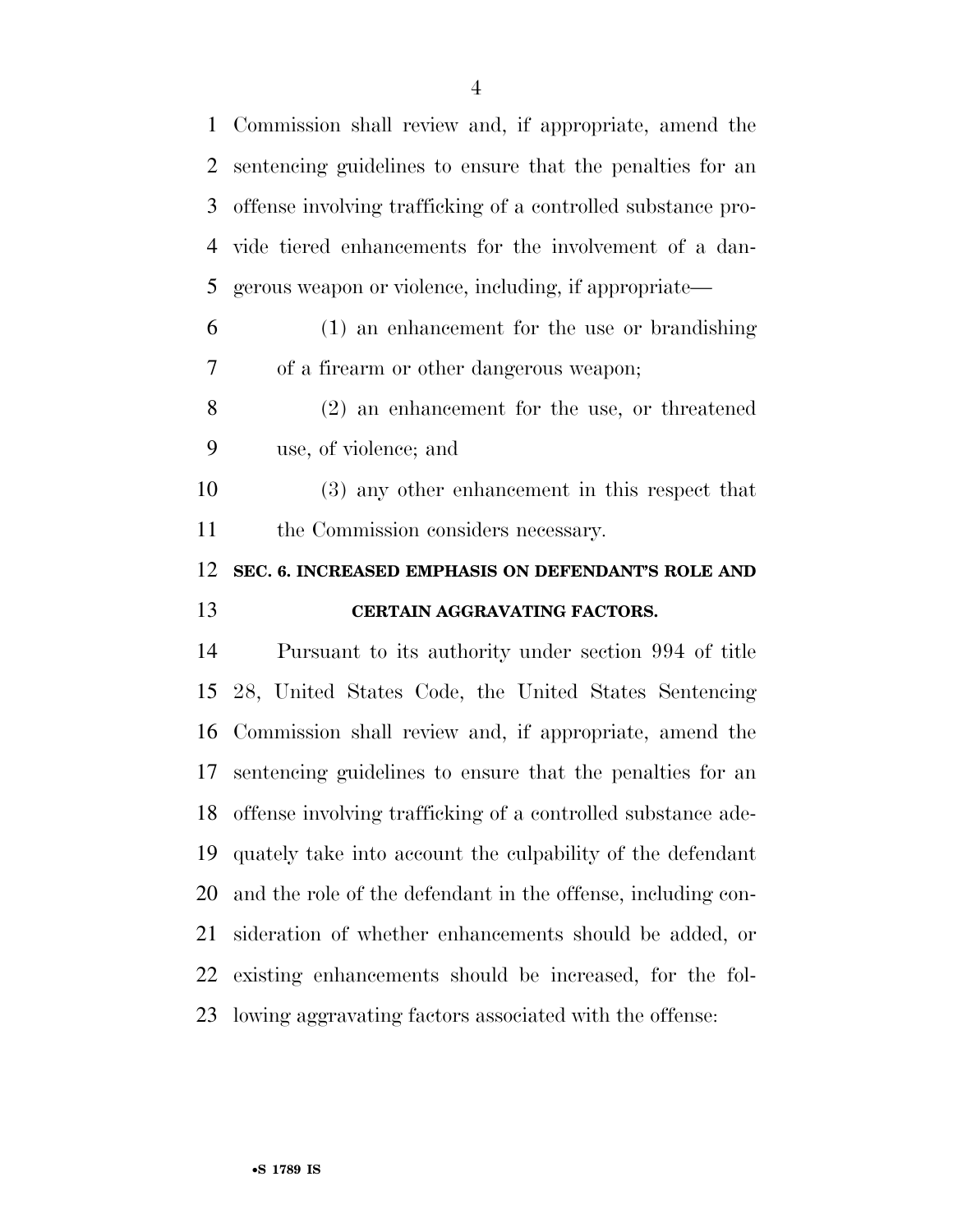Commission shall review and, if appropriate, amend the sentencing guidelines to ensure that the penalties for an offense involving trafficking of a controlled substance provide tiered enhancements for the involvement of a dangerous weapon or violence, including, if appropriate—

(1) an enhancement for the use or brandishing of a firearm or other dangerous weapon;

(2) an enhancement for the use, or threatened use, of violence; and

(3) any other enhancement in this respect that the Commission considers necessary.

## SEC. 6. INCREASED EMPHASIS ON DEFENDANT'S ROLE AND CERTAIN AGGRAVATING FACTORS.

Pursuant to its authority under section 994 of title 28, United States Code, the United States Sentencing Commission shall review and, if appropriate, amend the sentencing guidelines to ensure that the penalties for an offense involving trafficking of a controlled substance adequately take into account the culpability of the defendant and the role of the defendant in the offense, including consideration of whether enhancements should be added, or existing enhancements should be increased, for the following aggravating factors associated with the offense: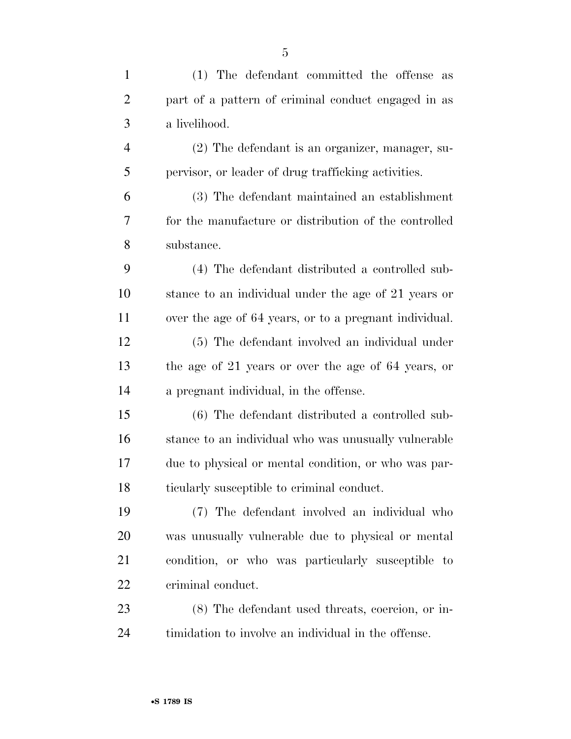(1) The defendant committed the offense as part of a pattern of criminal conduct engaged in as a livelihood.

(2) The defendant is an organizer, manager, supervisor, or leader of drug trafficking activities.

(3) The defendant maintained an establishment for the manufacture or distribution of the controlled substance.

(4) The defendant distributed a controlled substance to an individual under the age of 21 years or over the age of 64 years, or to a pregnant individual.

(5) The defendant involved an individual under the age of 21 years or over the age of 64 years, or a pregnant individual, in the offense.

(6) The defendant distributed a controlled substance to an individual who was unusually vulnerable due to physical or mental condition, or who was particularly susceptible to criminal conduct.

(7) The defendant involved an individual who was unusually vulnerable due to physical or mental condition, or who was particularly susceptible to criminal conduct.

(8) The defendant used threats, coercion, or intimidation to involve an individual in the offense.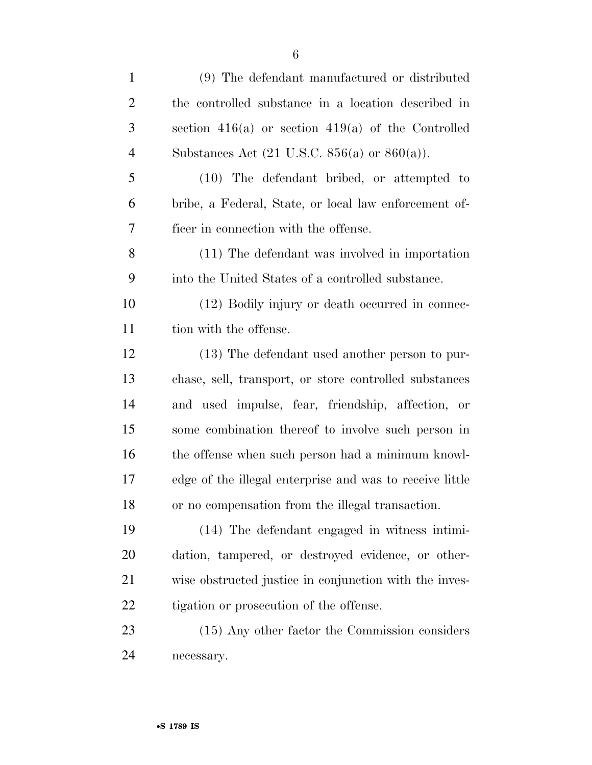(9) The defendant manufactured or distributed the controlled substance in a location described in section 416(a) or section 419(a) of the Controlled Substances Act (21 U.S.C. 856(a) or 860(a)).

(10) The defendant bribed, or attempted to bribe, a Federal, State, or local law enforcement officer in connection with the offense.

(11) The defendant was involved in importation into the United States of a controlled substance.

(12) Bodily injury or death occurred in connection with the offense.

(13) The defendant used another person to purchase, sell, transport, or store controlled substances and used impulse, fear, friendship, affection, or some combination thereof to involve such person in the offense when such person had a minimum knowledge of the illegal enterprise and was to receive little or no compensation from the illegal transaction.

(14) The defendant engaged in witness intimidation, tampered, or destroyed evidence, or otherwise obstructed justice in conjunction with the investigation or prosecution of the offense.

(15) Any other factor the Commission considers necessary.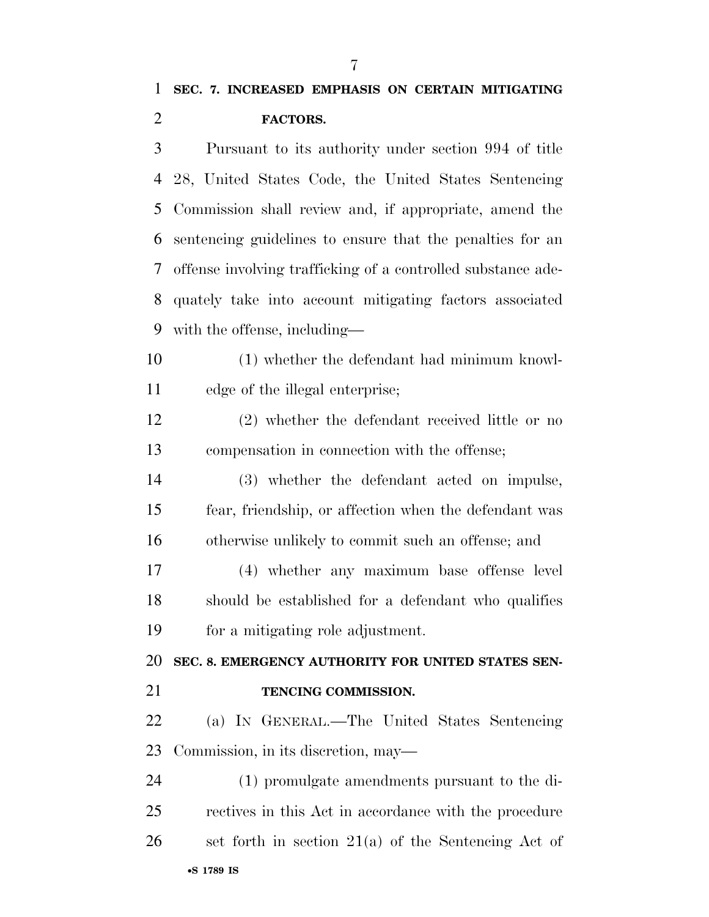**SEC. 7. INCREASED EMPHASIS ON CERTAIN MITIGATING FACTORS.**

Pursuant to its authority under section 994 of title 28, United States Code, the United States Sentencing Commission shall review and, if appropriate, amend the sentencing guidelines to ensure that the penalties for an offense involving trafficking of a controlled substance adequately take into account mitigating factors associated with the offense, including—

(1) whether the defendant had minimum knowledge of the illegal enterprise;

(2) whether the defendant received little or no compensation in connection with the offense;

(3) whether the defendant acted on impulse, fear, friendship, or affection when the defendant was otherwise unlikely to commit such an offense; and

(4) whether any maximum base offense level should be established for a defendant who qualifies for a mitigating role adjustment.

**SEC. 8. EMERGENCY AUTHORITY FOR UNITED STATES SENTENCING COMMISSION.**

(a) IN GENERAL.—The United States Sentencing Commission, in its discretion, may—

(1) promulgate amendments pursuant to the directives in this Act in accordance with the procedure set forth in section 21(a) of the Sentencing Act of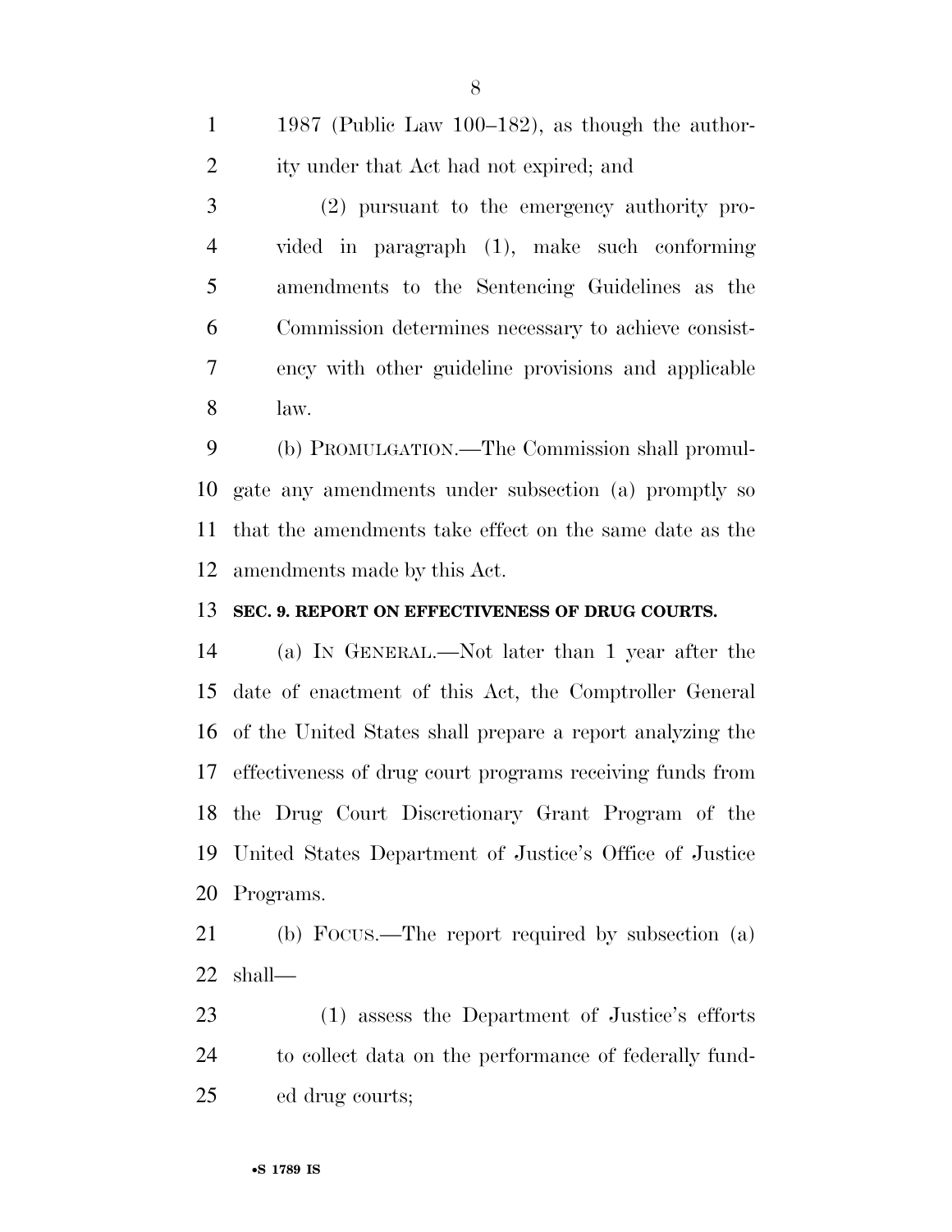1987 (Public Law 100–182), as though the authority under that Act had not expired; and

(2) pursuant to the emergency authority provided in paragraph (1), make such conforming amendments to the Sentencing Guidelines as the Commission determines necessary to achieve consistency with other guideline provisions and applicable law.

(b) PROMULGATION.—The Commission shall promulgate any amendments under subsection (a) promptly so that the amendments take effect on the same date as the amendments made by this Act.

**SEC. 9. REPORT ON EFFECTIVENESS OF DRUG COURTS.**

(a) IN GENERAL.—Not later than 1 year after the date of enactment of this Act, the Comptroller General of the United States shall prepare a report analyzing the effectiveness of drug court programs receiving funds from the Drug Court Discretionary Grant Program of the United States Department of Justice's Office of Justice Programs.

(b) FOCUS.—The report required by subsection (a) shall—

(1) assess the Department of Justice's efforts to collect data on the performance of federally funded drug courts;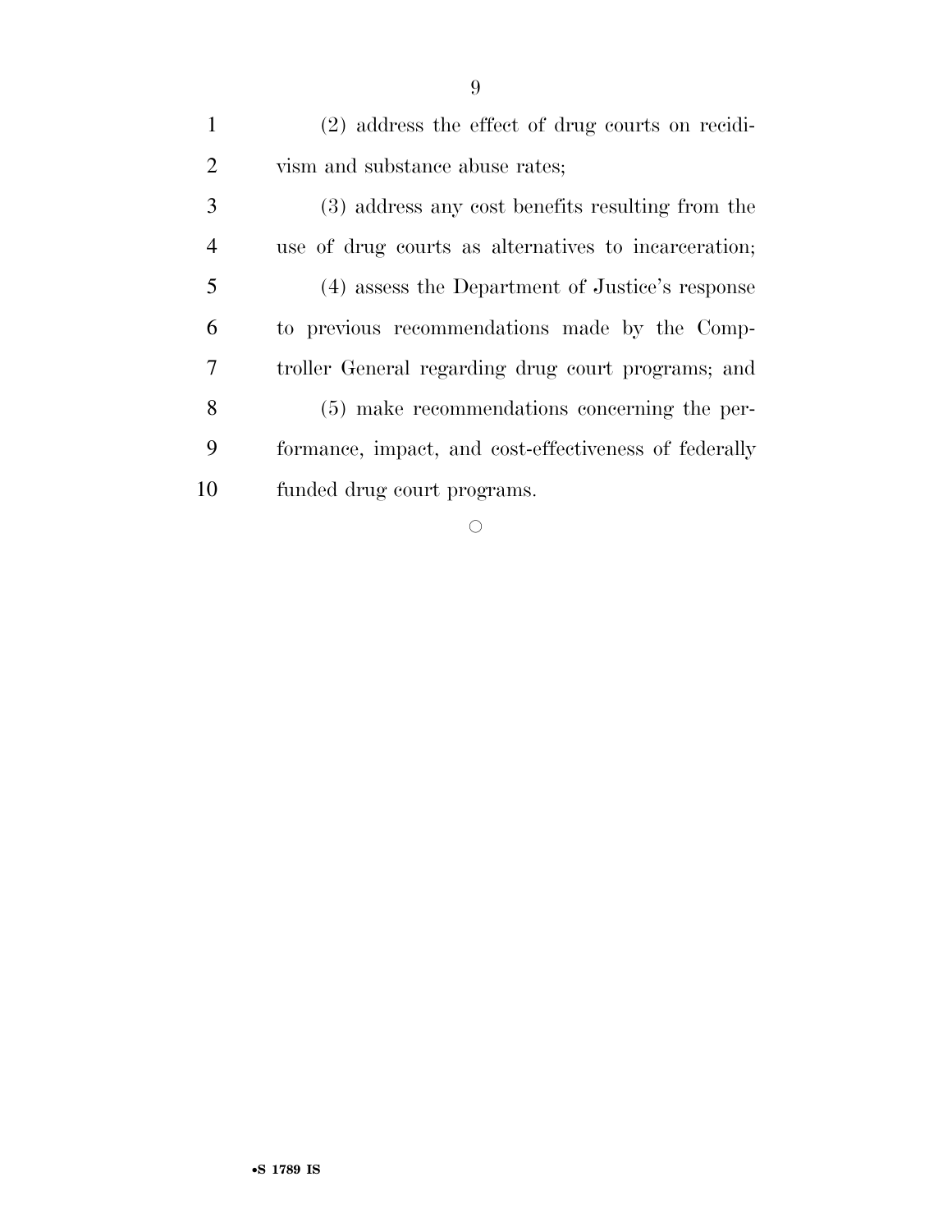(2) address the effect of drug courts on recidivism and substance abuse rates;

(3) address any cost benefits resulting from the use of drug courts as alternatives to incarceration;

(4) assess the Department of Justice's response to previous recommendations made by the Comptroller General regarding drug court programs; and

(5) make recommendations concerning the performance, impact, and cost-effectiveness of federally funded drug court programs.

○